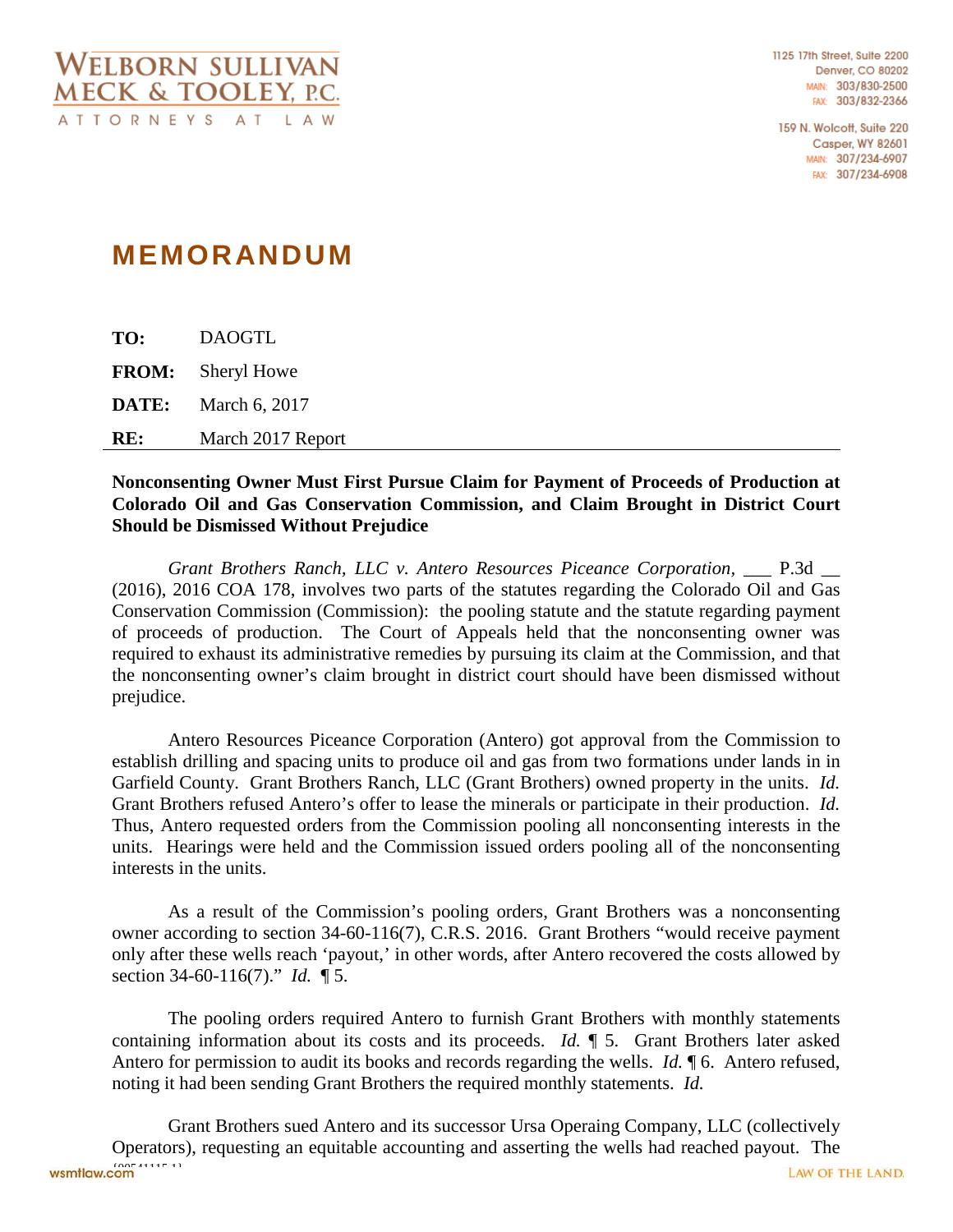WELBORN SULLIVAN MECK & TOOLEY, P.C.
ATTORNEYS AT LAW

1125 17th Street, Suite 2200
Denver, CO 80202
MAIN: 303/830-2500
FAX: 303/832-2366

159 N. Wolcott, Suite 220
Casper, WY 82601
MAIN: 307/234-6907
FAX: 307/234-6908

# MEMORANDUM

**TO:** DAOGTL

**FROM:** Sheryl Howe

**DATE:** March 6, 2017

**RE:** March 2017 Report

**Nonconsenting Owner Must First Pursue Claim for Payment of Proceeds of Production at Colorado Oil and Gas Conservation Commission, and Claim Brought in District Court Should be Dismissed Without Prejudice**

*Grant Brothers Ranch, LLC v. Antero Resources Piceance Corporation,* ___ P.3d __ (2016), 2016 COA 178, involves two parts of the statutes regarding the Colorado Oil and Gas Conservation Commission (Commission): the pooling statute and the statute regarding payment of proceeds of production. The Court of Appeals held that the nonconsenting owner was required to exhaust its administrative remedies by pursuing its claim at the Commission, and that the nonconsenting owner's claim brought in district court should have been dismissed without prejudice.

Antero Resources Piceance Corporation (Antero) got approval from the Commission to establish drilling and spacing units to produce oil and gas from two formations under lands in in Garfield County. Grant Brothers Ranch, LLC (Grant Brothers) owned property in the units. *Id.* Grant Brothers refused Antero's offer to lease the minerals or participate in their production. *Id.* Thus, Antero requested orders from the Commission pooling all nonconsenting interests in the units. Hearings were held and the Commission issued orders pooling all of the nonconsenting interests in the units.

As a result of the Commission's pooling orders, Grant Brothers was a nonconsenting owner according to section 34-60-116(7), C.R.S. 2016. Grant Brothers "would receive payment only after these wells reach 'payout,' in other words, after Antero recovered the costs allowed by section 34-60-116(7)." *Id.* ¶ 5.

The pooling orders required Antero to furnish Grant Brothers with monthly statements containing information about its costs and its proceeds. *Id.* ¶ 5. Grant Brothers later asked Antero for permission to audit its books and records regarding the wells. *Id.* ¶ 6. Antero refused, noting it had been sending Grant Brothers the required monthly statements. *Id.*

Grant Brothers sued Antero and its successor Ursa Operaing Company, LLC (collectively Operators), requesting an equitable accounting and asserting the wells had reached payout. The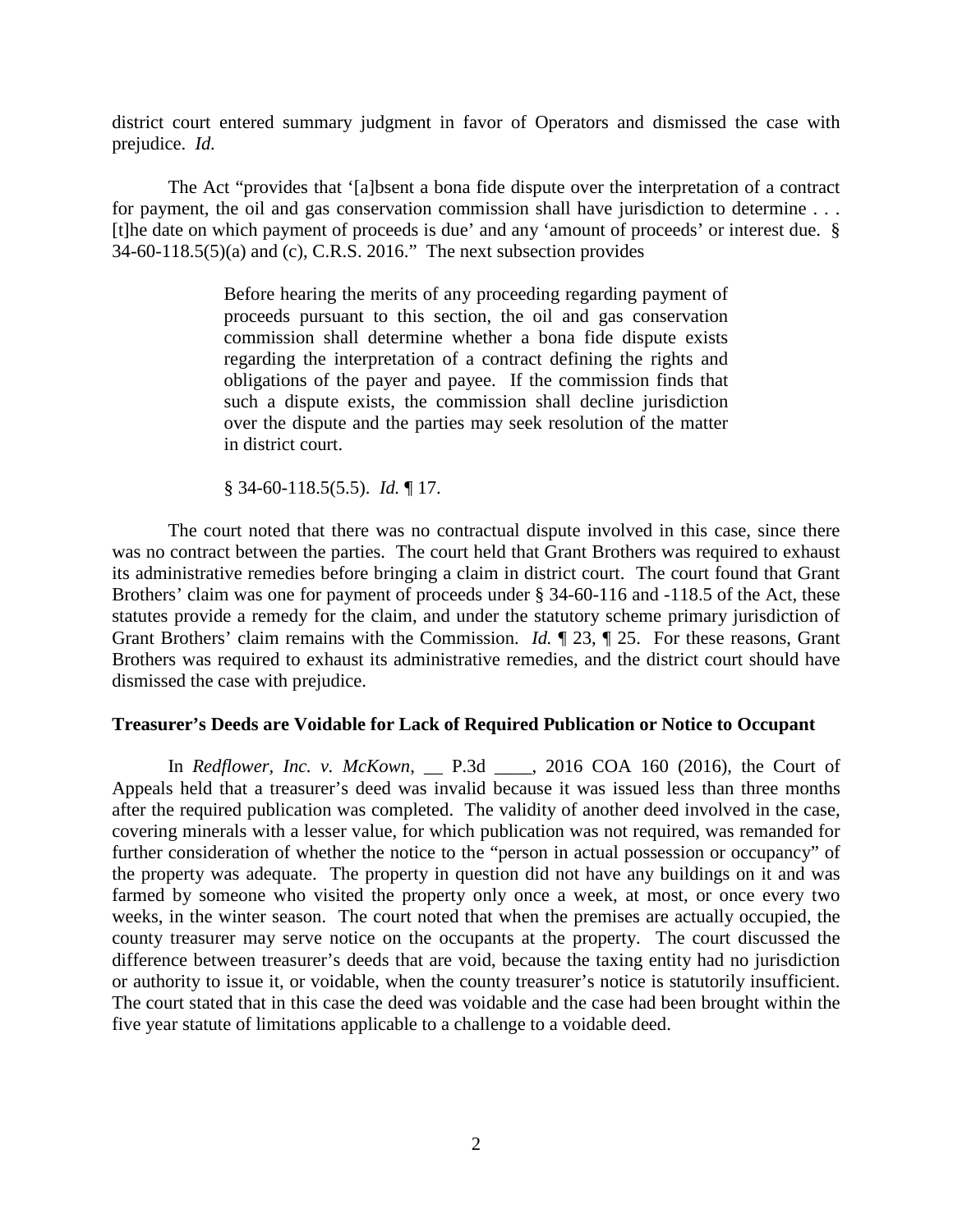district court entered summary judgment in favor of Operators and dismissed the case with prejudice. *Id.*

The Act "provides that '[a]bsent a bona fide dispute over the interpretation of a contract for payment, the oil and gas conservation commission shall have jurisdiction to determine . . . [t]he date on which payment of proceeds is due' and any 'amount of proceeds' or interest due. § 34-60-118.5(5)(a) and (c), C.R.S. 2016." The next subsection provides

> Before hearing the merits of any proceeding regarding payment of proceeds pursuant to this section, the oil and gas conservation commission shall determine whether a bona fide dispute exists regarding the interpretation of a contract defining the rights and obligations of the payer and payee. If the commission finds that such a dispute exists, the commission shall decline jurisdiction over the dispute and the parties may seek resolution of the matter in district court.
>
> § 34-60-118.5(5.5). *Id.* ¶ 17.

The court noted that there was no contractual dispute involved in this case, since there was no contract between the parties. The court held that Grant Brothers was required to exhaust its administrative remedies before bringing a claim in district court. The court found that Grant Brothers' claim was one for payment of proceeds under § 34-60-116 and -118.5 of the Act, these statutes provide a remedy for the claim, and under the statutory scheme primary jurisdiction of Grant Brothers' claim remains with the Commission. *Id.* ¶ 23, ¶ 25. For these reasons, Grant Brothers was required to exhaust its administrative remedies, and the district court should have dismissed the case with prejudice.

**Treasurer's Deeds are Voidable for Lack of Required Publication or Notice to Occupant**

In *Redflower, Inc. v. McKown*, __ P.3d ____, 2016 COA 160 (2016), the Court of Appeals held that a treasurer's deed was invalid because it was issued less than three months after the required publication was completed. The validity of another deed involved in the case, covering minerals with a lesser value, for which publication was not required, was remanded for further consideration of whether the notice to the "person in actual possession or occupancy" of the property was adequate. The property in question did not have any buildings on it and was farmed by someone who visited the property only once a week, at most, or once every two weeks, in the winter season. The court noted that when the premises are actually occupied, the county treasurer may serve notice on the occupants at the property. The court discussed the difference between treasurer's deeds that are void, because the taxing entity had no jurisdiction or authority to issue it, or voidable, when the county treasurer's notice is statutorily insufficient. The court stated that in this case the deed was voidable and the case had been brought within the five year statute of limitations applicable to a challenge to a voidable deed.